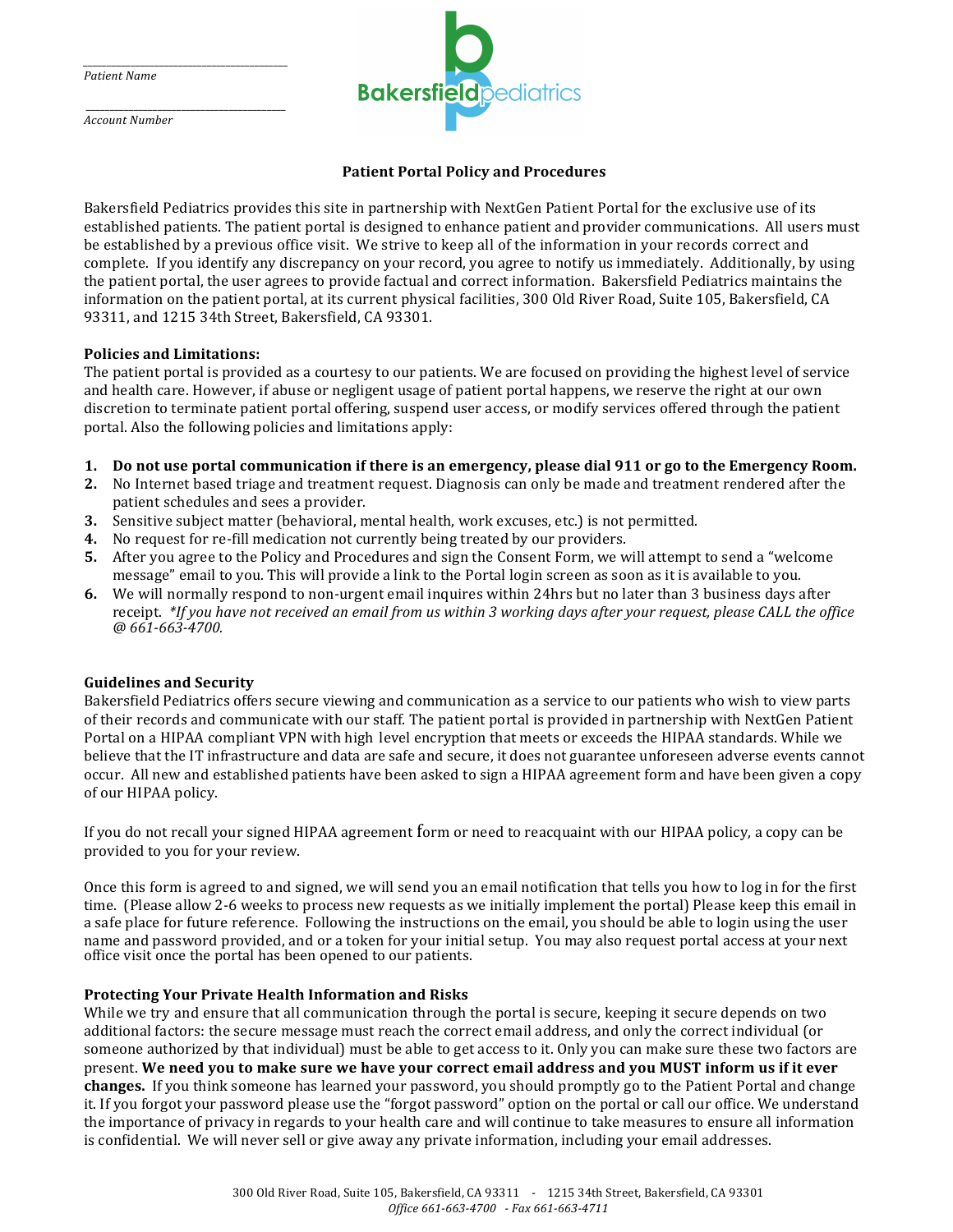_______________________________
*Patient Name*

_______________________________
*Account Number*

Bakersfield pediatrics

## Patient Portal Policy and Procedures

Bakersfield Pediatrics provides this site in partnership with NextGen Patient Portal for the exclusive use of its established patients. The patient portal is designed to enhance patient and provider communications. All users must be established by a previous office visit. We strive to keep all of the information in your records correct and complete. If you identify any discrepancy on your record, you agree to notify us immediately. Additionally, by using the patient portal, the user agrees to provide factual and correct information. Bakersfield Pediatrics maintains the information on the patient portal, at its current physical facilities, 300 Old River Road, Suite 105, Bakersfield, CA 93311, and 1215 34th Street, Bakersfield, CA 93301.

**Policies and Limitations:**
The patient portal is provided as a courtesy to our patients. We are focused on providing the highest level of service and health care. However, if abuse or negligent usage of patient portal happens, we reserve the right at our own discretion to terminate patient portal offering, suspend user access, or modify services offered through the patient portal. Also the following policies and limitations apply:

1. **Do not use portal communication if there is an emergency, please dial 911 or go to the Emergency Room.**
2. No Internet based triage and treatment request. Diagnosis can only be made and treatment rendered after the patient schedules and sees a provider.
3. Sensitive subject matter (behavioral, mental health, work excuses, etc.) is not permitted.
4. No request for re-fill medication not currently being treated by our providers.
5. After you agree to the Policy and Procedures and sign the Consent Form, we will attempt to send a "welcome message" email to you. This will provide a link to the Portal login screen as soon as it is available to you.
6. We will normally respond to non-urgent email inquires within 24hrs but no later than 3 business days after receipt. *\*If you have not received an email from us within 3 working days after your request, please CALL the office @ 661-663-4700.*

**Guidelines and Security**
Bakersfield Pediatrics offers secure viewing and communication as a service to our patients who wish to view parts of their records and communicate with our staff. The patient portal is provided in partnership with NextGen Patient Portal on a HIPAA compliant VPN with high level encryption that meets or exceeds the HIPAA standards. While we believe that the IT infrastructure and data are safe and secure, it does not guarantee unforeseen adverse events cannot occur. All new and established patients have been asked to sign a HIPAA agreement form and have been given a copy of our HIPAA policy.

If you do not recall your signed HIPAA agreement form or need to reacquaint with our HIPAA policy, a copy can be provided to you for your review.

Once this form is agreed to and signed, we will send you an email notification that tells you how to log in for the first time. (Please allow 2-6 weeks to process new requests as we initially implement the portal) Please keep this email in a safe place for future reference. Following the instructions on the email, you should be able to login using the user name and password provided, and or a token for your initial setup. You may also request portal access at your next office visit once the portal has been opened to our patients.

**Protecting Your Private Health Information and Risks**
While we try and ensure that all communication through the portal is secure, keeping it secure depends on two additional factors: the secure message must reach the correct email address, and only the correct individual (or someone authorized by that individual) must be able to get access to it. Only you can make sure these two factors are present. **We need you to make sure we have your correct email address and you MUST inform us if it ever changes.** If you think someone has learned your password, you should promptly go to the Patient Portal and change it. If you forgot your password please use the "forgot password" option on the portal or call our office. We understand the importance of privacy in regards to your health care and will continue to take measures to ensure all information is confidential. We will never sell or give away any private information, including your email addresses.

300 Old River Road, Suite 105, Bakersfield, CA 93311 - 1215 34th Street, Bakersfield, CA 93301
*Office 661-663-4700 - Fax 661-663-4711*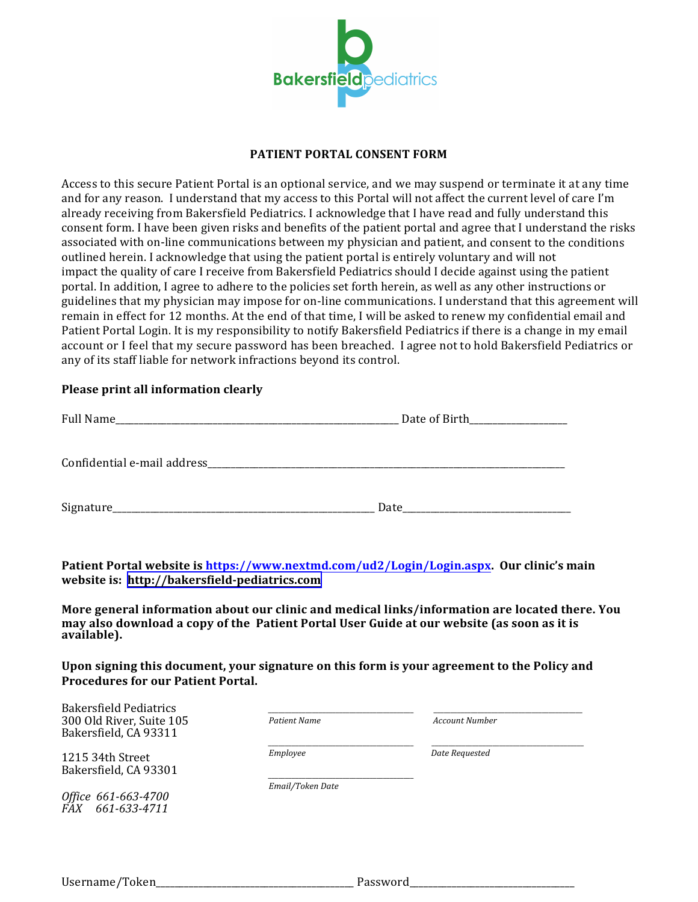Bakerfield pediatrics

**PATIENT PORTAL CONSENT FORM**

Access to this secure Patient Portal is an optional service, and we may suspend or terminate it at any time and for any reason. I understand that my access to this Portal will not affect the current level of care I'm already receiving from Bakersfield Pediatrics. I acknowledge that I have read and fully understand this consent form. I have been given risks and benefits of the patient portal and agree that I understand the risks associated with on-line communications between my physician and patient, and consent to the conditions outlined herein. I acknowledge that using the patient portal is entirely voluntary and will not impact the quality of care I receive from Bakersfield Pediatrics should I decide against using the patient portal. In addition, I agree to adhere to the policies set forth herein, as well as any other instructions or guidelines that my physician may impose for on-line communications. I understand that this agreement will remain in effect for 12 months. At the end of that time, I will be asked to renew my confidential email and Patient Portal Login. It is my responsibility to notify Bakersfield Pediatrics if there is a change in my email account or I feel that my secure password has been breached. I agree not to hold Bakersfield Pediatrics or any of its staff liable for network infractions beyond its control.

**Please print all information clearly**

Full Name_______________________________________________ Date of Birth________________

Confidential e-mail address_______________________________________________________________

Signature_______________________________________________ Date____________________________

**Patient Portal website is https://www.nextmd.com/ud2/Login/Login.aspx. Our clinic's main website is: http://bakersfield-pediatrics.com**

**More general information about our clinic and medical links/information are located there. You may also download a copy of the Patient Portal User Guide at our website (as soon as it is available).**

**Upon signing this document, your signature on this form is your agreement to the Policy and Procedures for our Patient Portal.**

Bakersfield Pediatrics
300 Old River, Suite 105
Bakersfield, CA 93311

1215 34th Street
Bakersfield, CA 93301

*Office* *661-663-4700*
*FAX* *661-633-4711*

________________________ *Patient Name*

________________________ *Account Number*

________________________ *Employee*

________________________ *Date Requested*

________________________ *Email/Token Date*

Username/Token________________________________ Password____________________________